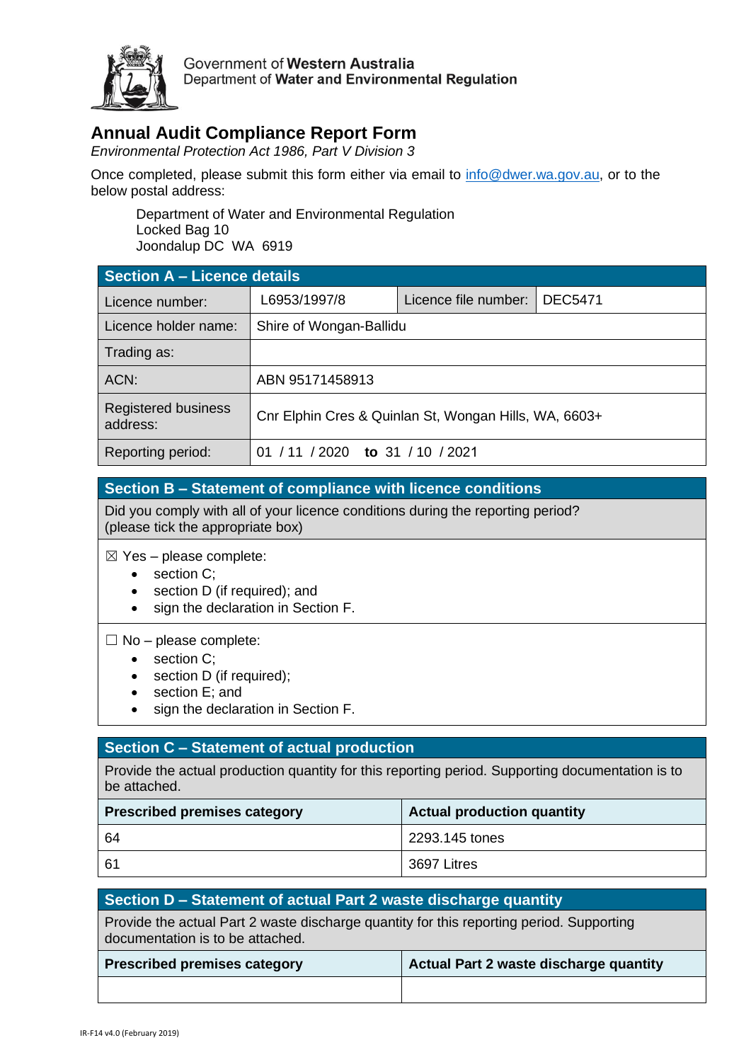Government of **Western Australia**
Department of **Water and Environmental Regulation**

# Annual Audit Compliance Report Form

*Environmental Protection Act 1986, Part V Division 3*

Once completed, please submit this form either via email to info@dwer.wa.gov.au, or to the below postal address:

> Department of Water and Environmental Regulation
> Locked Bag 10
> Joondalup DC WA 6919

| **Section A – Licence details** | | | |
|---|---|---|---|
| Licence number: | L6953/1997/8 | Licence file number: | DEC5471 |
| Licence holder name: | Shire of Wongan-Ballidu | | |
| Trading as: | | | |
| ACN: | ABN 95171458913 | | |
| Registered business address: | Cnr Elphin Cres & Quinlan St, Wongan Hills, WA, 6603+ | | |
| Reporting period: | 01 / 11 / 2020 **to** 31 / 10 / 2021 | | |

## Section B – Statement of compliance with licence conditions

Did you comply with all of your licence conditions during the reporting period? (please tick the appropriate box)

☒ Yes – please complete:

- section C;
- section D (if required); and
- sign the declaration in Section F.

☐ No – please complete:

- section C;
- section D (if required);
- section E; and
- sign the declaration in Section F.

## Section C – Statement of actual production

Provide the actual production quantity for this reporting period. Supporting documentation is to be attached.

| **Prescribed premises category** | **Actual production quantity** |
|---|---|
| 64 | 2293.145 tones |
| 61 | 3697 Litres |

## Section D – Statement of actual Part 2 waste discharge quantity

Provide the actual Part 2 waste discharge quantity for this reporting period. Supporting documentation is to be attached.

| **Prescribed premises category** | **Actual Part 2 waste discharge quantity** |
|---|---|
| | |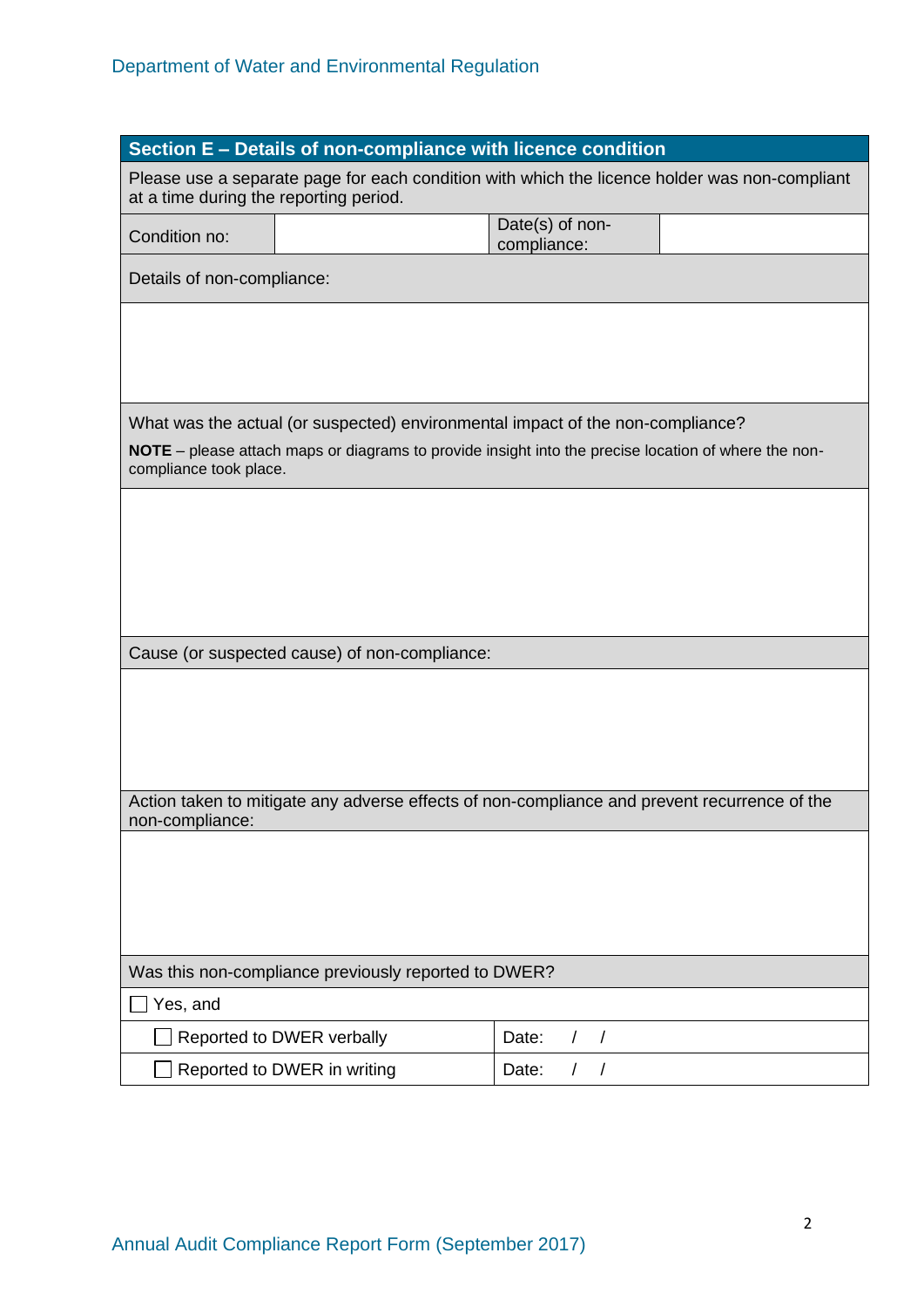## Section E – Details of non-compliance with licence condition

Please use a separate page for each condition with which the licence holder was non-compliant at a time during the reporting period.

| Condition no: | | Date(s) of non-compliance: | |
|---|---|---|---|

Details of non-compliance:

What was the actual (or suspected) environmental impact of the non-compliance?

**NOTE** – please attach maps or diagrams to provide insight into the precise location of where the non-compliance took place.

Cause (or suspected cause) of non-compliance:

Action taken to mitigate any adverse effects of non-compliance and prevent recurrence of the non-compliance:

Was this non-compliance previously reported to DWER?

☐ Yes, and

| | |
|---|---|
| ☐ Reported to DWER verbally | Date: / / |
| ☐ Reported to DWER in writing | Date: / / |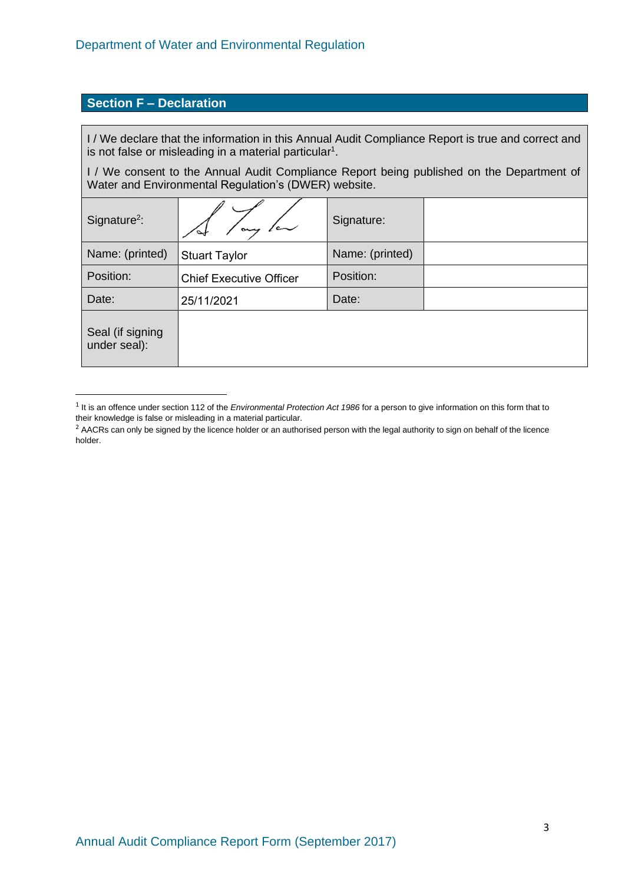## Section F – Declaration

I / We declare that the information in this Annual Audit Compliance Report is true and correct and is not false or misleading in a material particular[1].

I / We consent to the Annual Audit Compliance Report being published on the Department of Water and Environmental Regulation's (DWER) website.

| | | | |
|---|---|---|---|
| Signature[2]: | | Signature: | |
| Name: (printed) | Stuart Taylor | Name: (printed) | |
| Position: | Chief Executive Officer | Position: | |
| Date: | 25/11/2021 | Date: | |
| Seal (if signing under seal): | | | |

[1] It is an offence under section 112 of the *Environmental Protection Act 1986* for a person to give information on this form that to their knowledge is false or misleading in a material particular.

[2] AACRs can only be signed by the licence holder or an authorised person with the legal authority to sign on behalf of the licence holder.